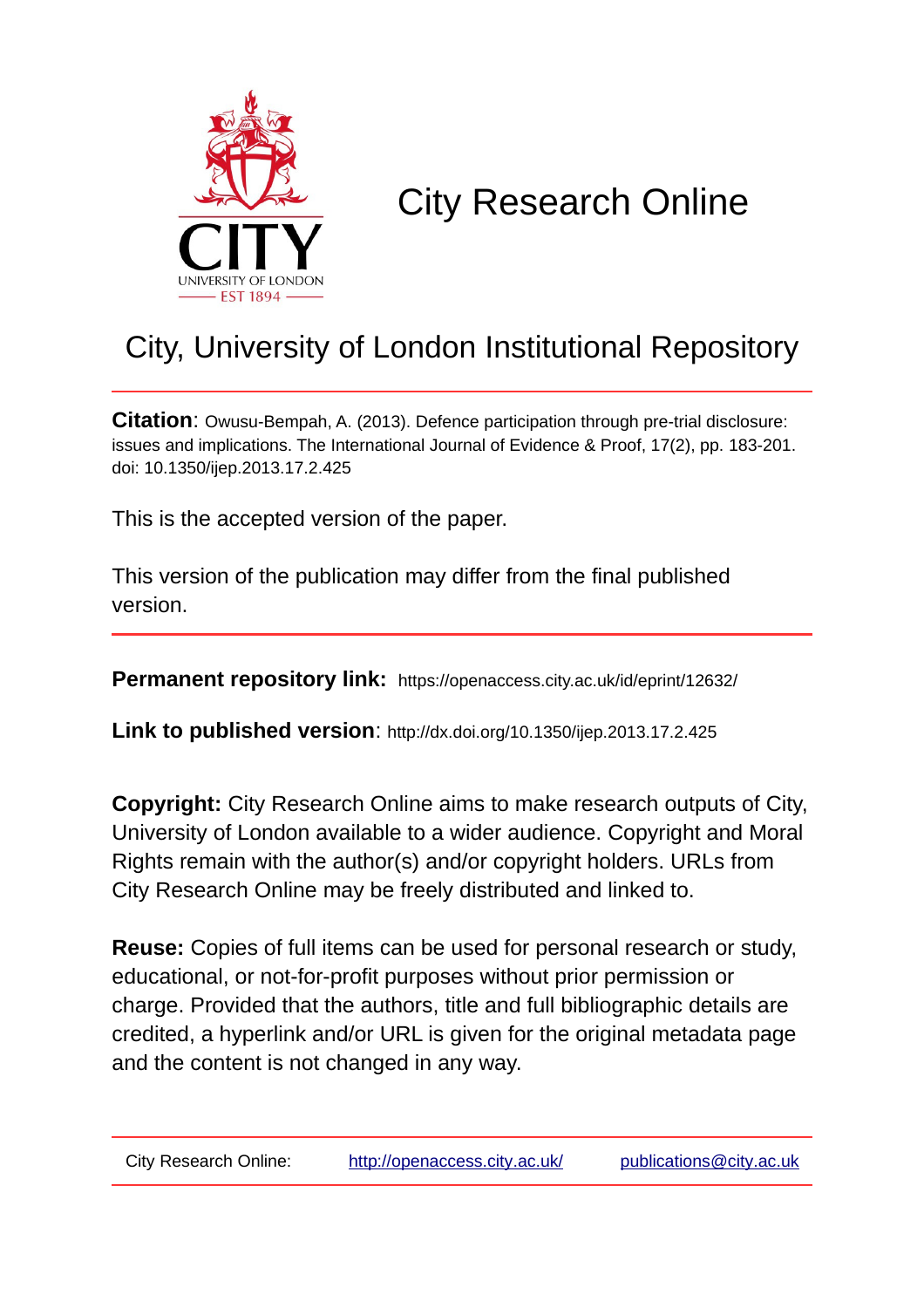# City Research Online

## City, University of London Institutional Repository

**Citation**: Owusu-Bempah, A. (2013). Defence participation through pre-trial disclosure: issues and implications. The International Journal of Evidence & Proof, 17(2), pp. 183-201. doi: 10.1350/ijep.2013.17.2.425

This is the accepted version of the paper.

This version of the publication may differ from the final published version.

---

**Permanent repository link:** https://openaccess.city.ac.uk/id/eprint/12632/

**Link to published version**: http://dx.doi.org/10.1350/ijep.2013.17.2.425

**Copyright:** City Research Online aims to make research outputs of City, University of London available to a wider audience. Copyright and Moral Rights remain with the author(s) and/or copyright holders. URLs from City Research Online may be freely distributed and linked to.

**Reuse:** Copies of full items can be used for personal research or study, educational, or not-for-profit purposes without prior permission or charge. Provided that the authors, title and full bibliographic details are credited, a hyperlink and/or URL is given for the original metadata page and the content is not changed in any way.

---

City Research Online: http://openaccess.city.ac.uk/ publications@city.ac.uk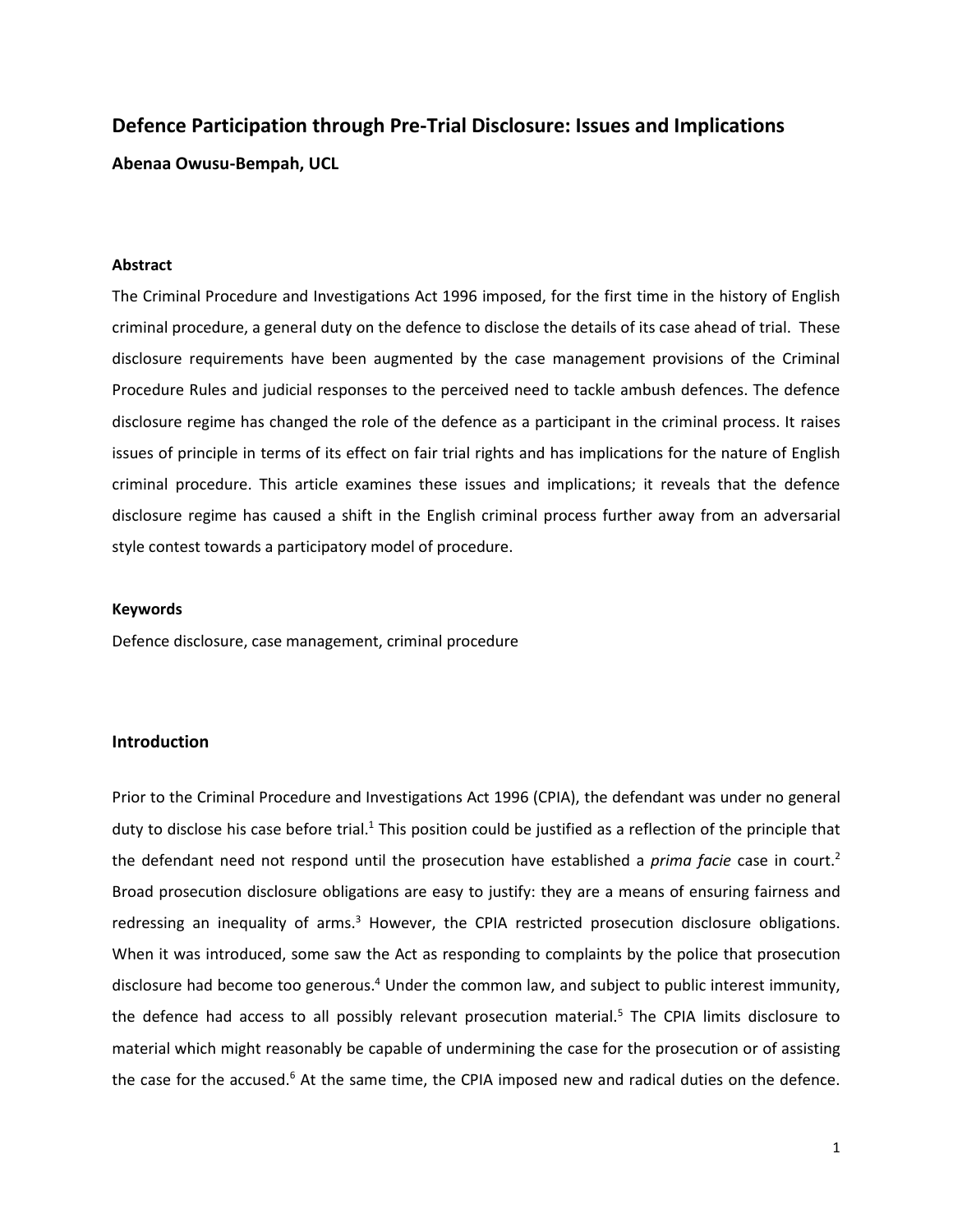# Defence Participation through Pre-Trial Disclosure: Issues and Implications

**Abenaa Owusu-Bempah, UCL**

### Abstract

The Criminal Procedure and Investigations Act 1996 imposed, for the first time in the history of English criminal procedure, a general duty on the defence to disclose the details of its case ahead of trial. These disclosure requirements have been augmented by the case management provisions of the Criminal Procedure Rules and judicial responses to the perceived need to tackle ambush defences. The defence disclosure regime has changed the role of the defence as a participant in the criminal process. It raises issues of principle in terms of its effect on fair trial rights and has implications for the nature of English criminal procedure. This article examines these issues and implications; it reveals that the defence disclosure regime has caused a shift in the English criminal process further away from an adversarial style contest towards a participatory model of procedure.

### Keywords

Defence disclosure, case management, criminal procedure

## Introduction

Prior to the Criminal Procedure and Investigations Act 1996 (CPIA), the defendant was under no general duty to disclose his case before trial.[1] This position could be justified as a reflection of the principle that the defendant need not respond until the prosecution have established a *prima facie* case in court.[2] Broad prosecution disclosure obligations are easy to justify: they are a means of ensuring fairness and redressing an inequality of arms.[3] However, the CPIA restricted prosecution disclosure obligations. When it was introduced, some saw the Act as responding to complaints by the police that prosecution disclosure had become too generous.[4] Under the common law, and subject to public interest immunity, the defence had access to all possibly relevant prosecution material.[5] The CPIA limits disclosure to material which might reasonably be capable of undermining the case for the prosecution or of assisting the case for the accused.[6] At the same time, the CPIA imposed new and radical duties on the defence.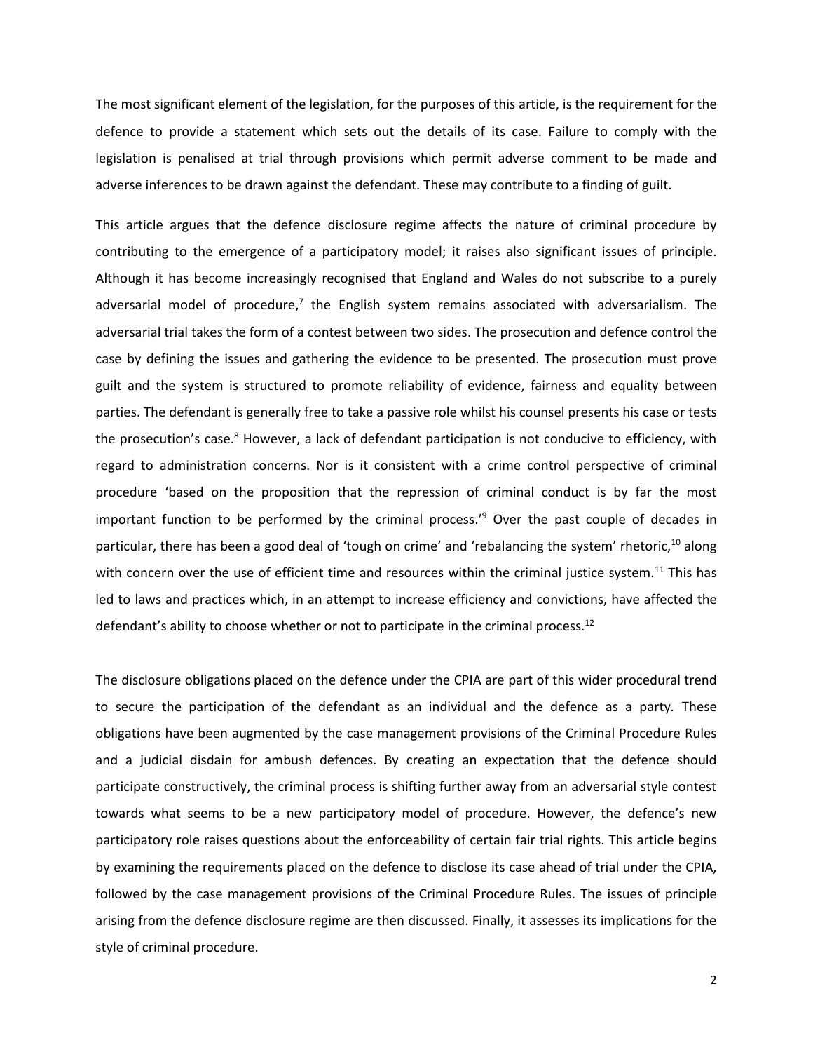The most significant element of the legislation, for the purposes of this article, is the requirement for the defence to provide a statement which sets out the details of its case. Failure to comply with the legislation is penalised at trial through provisions which permit adverse comment to be made and adverse inferences to be drawn against the defendant. These may contribute to a finding of guilt.

This article argues that the defence disclosure regime affects the nature of criminal procedure by contributing to the emergence of a participatory model; it raises also significant issues of principle. Although it has become increasingly recognised that England and Wales do not subscribe to a purely adversarial model of procedure,[7] the English system remains associated with adversarialism. The adversarial trial takes the form of a contest between two sides. The prosecution and defence control the case by defining the issues and gathering the evidence to be presented. The prosecution must prove guilt and the system is structured to promote reliability of evidence, fairness and equality between parties. The defendant is generally free to take a passive role whilst his counsel presents his case or tests the prosecution's case.[8] However, a lack of defendant participation is not conducive to efficiency, with regard to administration concerns. Nor is it consistent with a crime control perspective of criminal procedure 'based on the proposition that the repression of criminal conduct is by far the most important function to be performed by the criminal process.'[9] Over the past couple of decades in particular, there has been a good deal of 'tough on crime' and 'rebalancing the system' rhetoric,[10] along with concern over the use of efficient time and resources within the criminal justice system.[11] This has led to laws and practices which, in an attempt to increase efficiency and convictions, have affected the defendant's ability to choose whether or not to participate in the criminal process.[12]

The disclosure obligations placed on the defence under the CPIA are part of this wider procedural trend to secure the participation of the defendant as an individual and the defence as a party. These obligations have been augmented by the case management provisions of the Criminal Procedure Rules and a judicial disdain for ambush defences. By creating an expectation that the defence should participate constructively, the criminal process is shifting further away from an adversarial style contest towards what seems to be a new participatory model of procedure. However, the defence's new participatory role raises questions about the enforceability of certain fair trial rights. This article begins by examining the requirements placed on the defence to disclose its case ahead of trial under the CPIA, followed by the case management provisions of the Criminal Procedure Rules. The issues of principle arising from the defence disclosure regime are then discussed. Finally, it assesses its implications for the style of criminal procedure.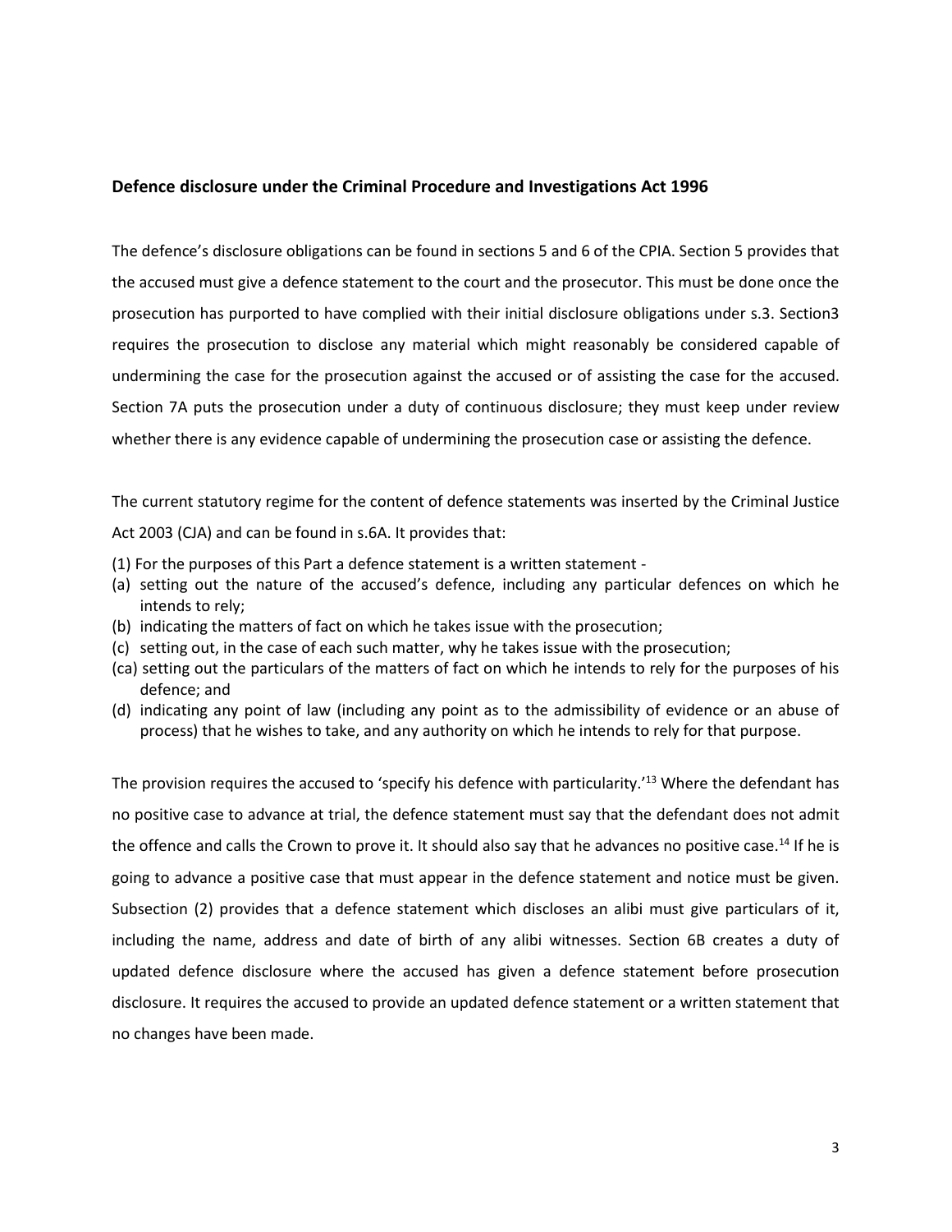### Defence disclosure under the Criminal Procedure and Investigations Act 1996

The defence's disclosure obligations can be found in sections 5 and 6 of the CPIA. Section 5 provides that the accused must give a defence statement to the court and the prosecutor. This must be done once the prosecution has purported to have complied with their initial disclosure obligations under s.3. Section3 requires the prosecution to disclose any material which might reasonably be considered capable of undermining the case for the prosecution against the accused or of assisting the case for the accused. Section 7A puts the prosecution under a duty of continuous disclosure; they must keep under review whether there is any evidence capable of undermining the prosecution case or assisting the defence.

The current statutory regime for the content of defence statements was inserted by the Criminal Justice Act 2003 (CJA) and can be found in s.6A. It provides that:

(1) For the purposes of this Part a defence statement is a written statement -
(a) setting out the nature of the accused's defence, including any particular defences on which he intends to rely;
(b) indicating the matters of fact on which he takes issue with the prosecution;
(c) setting out, in the case of each such matter, why he takes issue with the prosecution;
(ca) setting out the particulars of the matters of fact on which he intends to rely for the purposes of his defence; and
(d) indicating any point of law (including any point as to the admissibility of evidence or an abuse of process) that he wishes to take, and any authority on which he intends to rely for that purpose.

The provision requires the accused to 'specify his defence with particularity.'[13] Where the defendant has no positive case to advance at trial, the defence statement must say that the defendant does not admit the offence and calls the Crown to prove it. It should also say that he advances no positive case.[14] If he is going to advance a positive case that must appear in the defence statement and notice must be given. Subsection (2) provides that a defence statement which discloses an alibi must give particulars of it, including the name, address and date of birth of any alibi witnesses. Section 6B creates a duty of updated defence disclosure where the accused has given a defence statement before prosecution disclosure. It requires the accused to provide an updated defence statement or a written statement that no changes have been made.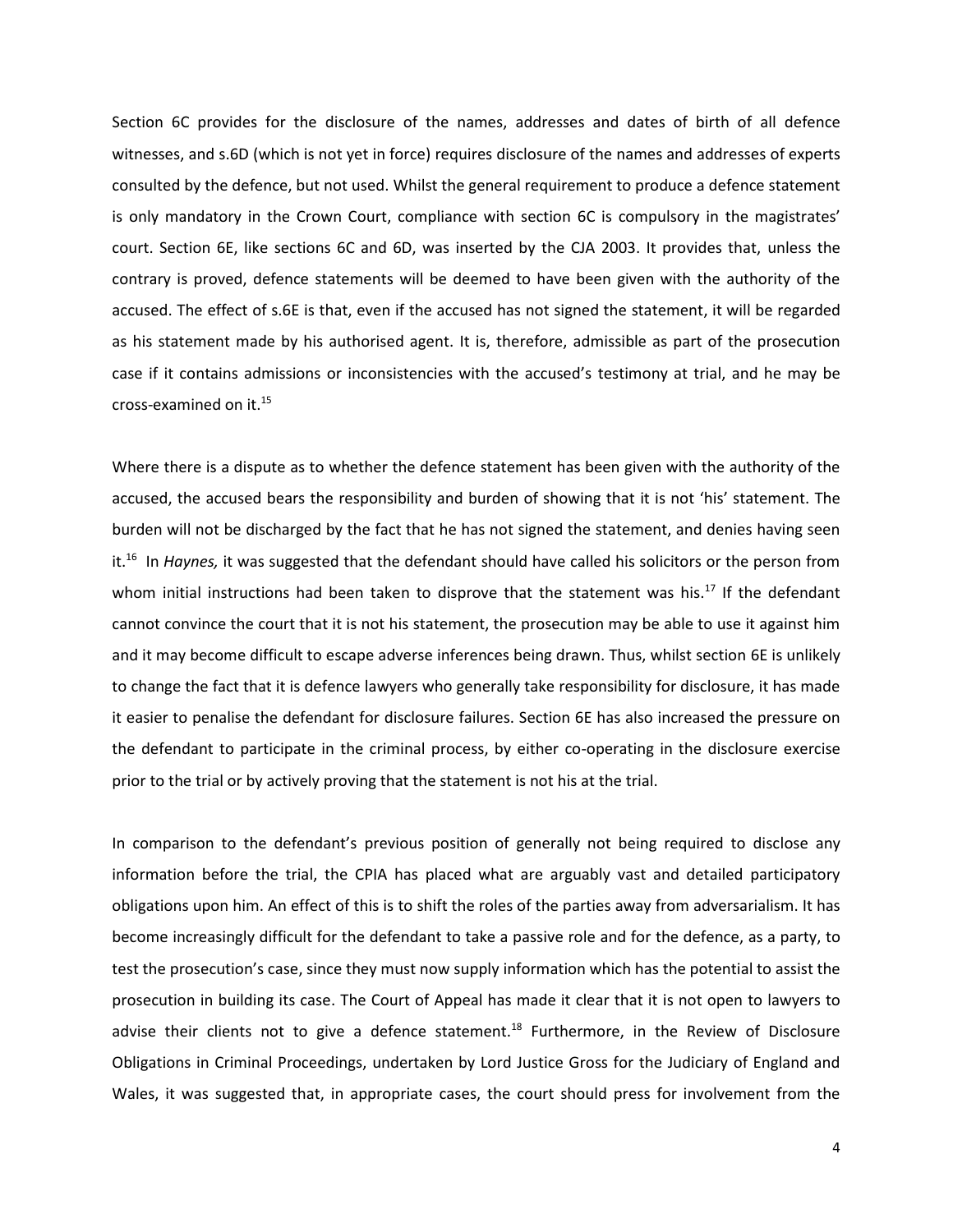Section 6C provides for the disclosure of the names, addresses and dates of birth of all defence witnesses, and s.6D (which is not yet in force) requires disclosure of the names and addresses of experts consulted by the defence, but not used. Whilst the general requirement to produce a defence statement is only mandatory in the Crown Court, compliance with section 6C is compulsory in the magistrates' court. Section 6E, like sections 6C and 6D, was inserted by the CJA 2003. It provides that, unless the contrary is proved, defence statements will be deemed to have been given with the authority of the accused. The effect of s.6E is that, even if the accused has not signed the statement, it will be regarded as his statement made by his authorised agent. It is, therefore, admissible as part of the prosecution case if it contains admissions or inconsistencies with the accused's testimony at trial, and he may be cross-examined on it.[15]

Where there is a dispute as to whether the defence statement has been given with the authority of the accused, the accused bears the responsibility and burden of showing that it is not 'his' statement. The burden will not be discharged by the fact that he has not signed the statement, and denies having seen it.[16] In *Haynes,* it was suggested that the defendant should have called his solicitors or the person from whom initial instructions had been taken to disprove that the statement was his.[17] If the defendant cannot convince the court that it is not his statement, the prosecution may be able to use it against him and it may become difficult to escape adverse inferences being drawn. Thus, whilst section 6E is unlikely to change the fact that it is defence lawyers who generally take responsibility for disclosure, it has made it easier to penalise the defendant for disclosure failures. Section 6E has also increased the pressure on the defendant to participate in the criminal process, by either co-operating in the disclosure exercise prior to the trial or by actively proving that the statement is not his at the trial.

In comparison to the defendant's previous position of generally not being required to disclose any information before the trial, the CPIA has placed what are arguably vast and detailed participatory obligations upon him. An effect of this is to shift the roles of the parties away from adversarialism. It has become increasingly difficult for the defendant to take a passive role and for the defence, as a party, to test the prosecution's case, since they must now supply information which has the potential to assist the prosecution in building its case. The Court of Appeal has made it clear that it is not open to lawyers to advise their clients not to give a defence statement.[18] Furthermore, in the Review of Disclosure Obligations in Criminal Proceedings, undertaken by Lord Justice Gross for the Judiciary of England and Wales, it was suggested that, in appropriate cases, the court should press for involvement from the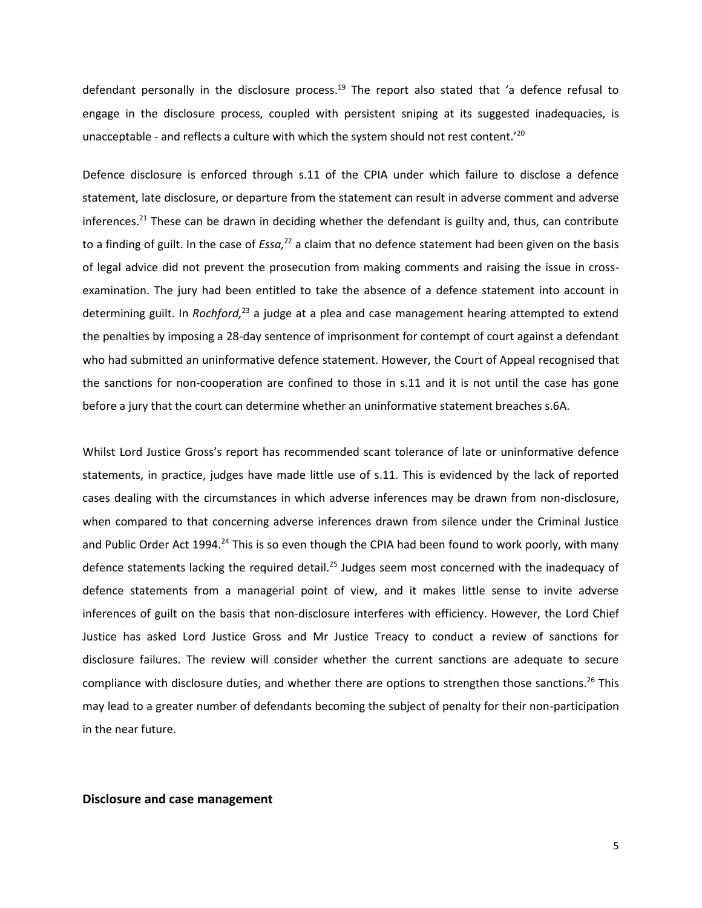defendant personally in the disclosure process.[19] The report also stated that 'a defence refusal to engage in the disclosure process, coupled with persistent sniping at its suggested inadequacies, is unacceptable - and reflects a culture with which the system should not rest content.'[20]

Defence disclosure is enforced through s.11 of the CPIA under which failure to disclose a defence statement, late disclosure, or departure from the statement can result in adverse comment and adverse inferences.[21] These can be drawn in deciding whether the defendant is guilty and, thus, can contribute to a finding of guilt. In the case of *Essa,*[22] a claim that no defence statement had been given on the basis of legal advice did not prevent the prosecution from making comments and raising the issue in cross-examination. The jury had been entitled to take the absence of a defence statement into account in determining guilt. In *Rochford,*[23] a judge at a plea and case management hearing attempted to extend the penalties by imposing a 28-day sentence of imprisonment for contempt of court against a defendant who had submitted an uninformative defence statement. However, the Court of Appeal recognised that the sanctions for non-cooperation are confined to those in s.11 and it is not until the case has gone before a jury that the court can determine whether an uninformative statement breaches s.6A.

Whilst Lord Justice Gross's report has recommended scant tolerance of late or uninformative defence statements, in practice, judges have made little use of s.11. This is evidenced by the lack of reported cases dealing with the circumstances in which adverse inferences may be drawn from non-disclosure, when compared to that concerning adverse inferences drawn from silence under the Criminal Justice and Public Order Act 1994.[24] This is so even though the CPIA had been found to work poorly, with many defence statements lacking the required detail.[25] Judges seem most concerned with the inadequacy of defence statements from a managerial point of view, and it makes little sense to invite adverse inferences of guilt on the basis that non-disclosure interferes with efficiency. However, the Lord Chief Justice has asked Lord Justice Gross and Mr Justice Treacy to conduct a review of sanctions for disclosure failures. The review will consider whether the current sanctions are adequate to secure compliance with disclosure duties, and whether there are options to strengthen those sanctions.[26] This may lead to a greater number of defendants becoming the subject of penalty for their non-participation in the near future.

## Disclosure and case management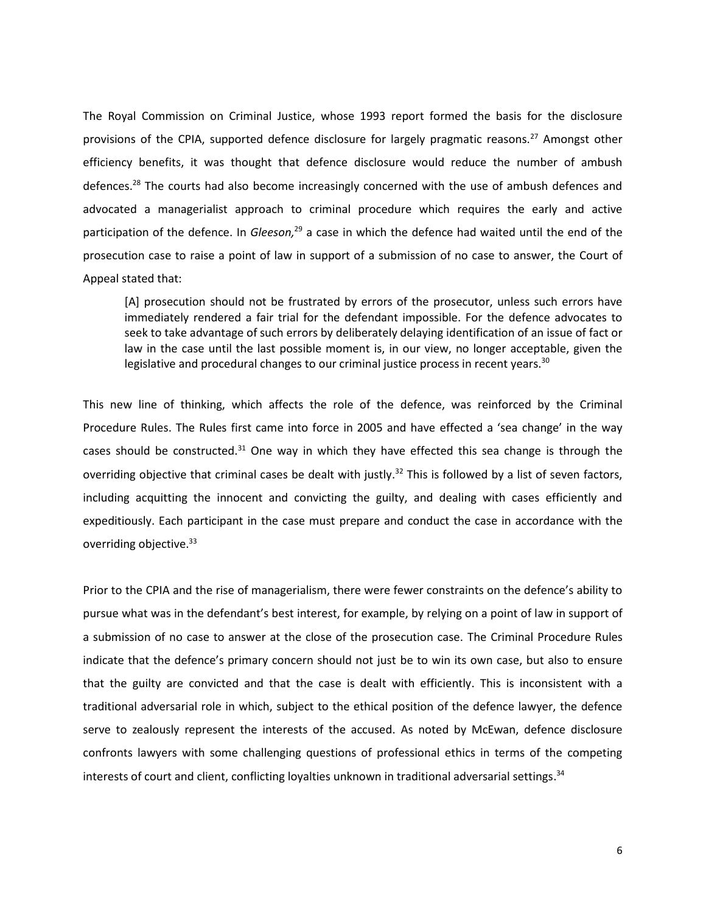The Royal Commission on Criminal Justice, whose 1993 report formed the basis for the disclosure provisions of the CPIA, supported defence disclosure for largely pragmatic reasons.[27] Amongst other efficiency benefits, it was thought that defence disclosure would reduce the number of ambush defences.[28] The courts had also become increasingly concerned with the use of ambush defences and advocated a managerialist approach to criminal procedure which requires the early and active participation of the defence. In *Gleeson,*[29] a case in which the defence had waited until the end of the prosecution case to raise a point of law in support of a submission of no case to answer, the Court of Appeal stated that:

> [A] prosecution should not be frustrated by errors of the prosecutor, unless such errors have immediately rendered a fair trial for the defendant impossible. For the defence advocates to seek to take advantage of such errors by deliberately delaying identification of an issue of fact or law in the case until the last possible moment is, in our view, no longer acceptable, given the legislative and procedural changes to our criminal justice process in recent years.[30]

This new line of thinking, which affects the role of the defence, was reinforced by the Criminal Procedure Rules. The Rules first came into force in 2005 and have effected a 'sea change' in the way cases should be constructed.[31] One way in which they have effected this sea change is through the overriding objective that criminal cases be dealt with justly.[32] This is followed by a list of seven factors, including acquitting the innocent and convicting the guilty, and dealing with cases efficiently and expeditiously. Each participant in the case must prepare and conduct the case in accordance with the overriding objective.[33]

Prior to the CPIA and the rise of managerialism, there were fewer constraints on the defence's ability to pursue what was in the defendant's best interest, for example, by relying on a point of law in support of a submission of no case to answer at the close of the prosecution case. The Criminal Procedure Rules indicate that the defence's primary concern should not just be to win its own case, but also to ensure that the guilty are convicted and that the case is dealt with efficiently. This is inconsistent with a traditional adversarial role in which, subject to the ethical position of the defence lawyer, the defence serve to zealously represent the interests of the accused. As noted by McEwan, defence disclosure confronts lawyers with some challenging questions of professional ethics in terms of the competing interests of court and client, conflicting loyalties unknown in traditional adversarial settings.[34]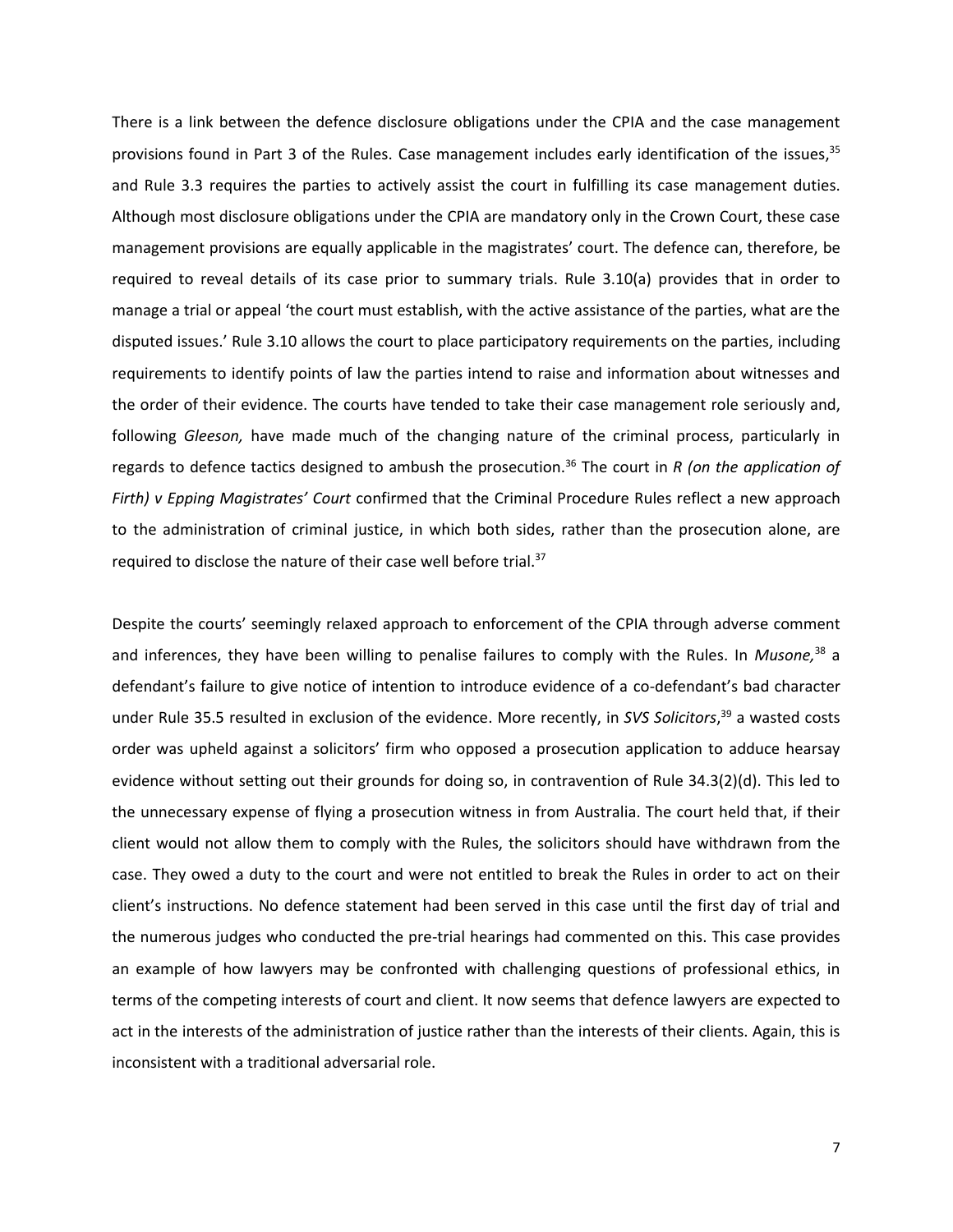There is a link between the defence disclosure obligations under the CPIA and the case management provisions found in Part 3 of the Rules. Case management includes early identification of the issues,[35] and Rule 3.3 requires the parties to actively assist the court in fulfilling its case management duties. Although most disclosure obligations under the CPIA are mandatory only in the Crown Court, these case management provisions are equally applicable in the magistrates' court. The defence can, therefore, be required to reveal details of its case prior to summary trials. Rule 3.10(a) provides that in order to manage a trial or appeal 'the court must establish, with the active assistance of the parties, what are the disputed issues.' Rule 3.10 allows the court to place participatory requirements on the parties, including requirements to identify points of law the parties intend to raise and information about witnesses and the order of their evidence. The courts have tended to take their case management role seriously and, following *Gleeson,* have made much of the changing nature of the criminal process, particularly in regards to defence tactics designed to ambush the prosecution.[36] The court in *R (on the application of Firth) v Epping Magistrates' Court* confirmed that the Criminal Procedure Rules reflect a new approach to the administration of criminal justice, in which both sides, rather than the prosecution alone, are required to disclose the nature of their case well before trial.[37]

Despite the courts' seemingly relaxed approach to enforcement of the CPIA through adverse comment and inferences, they have been willing to penalise failures to comply with the Rules. In *Musone,*[38] a defendant's failure to give notice of intention to introduce evidence of a co-defendant's bad character under Rule 35.5 resulted in exclusion of the evidence. More recently, in *SVS Solicitors*,[39] a wasted costs order was upheld against a solicitors' firm who opposed a prosecution application to adduce hearsay evidence without setting out their grounds for doing so, in contravention of Rule 34.3(2)(d). This led to the unnecessary expense of flying a prosecution witness in from Australia. The court held that, if their client would not allow them to comply with the Rules, the solicitors should have withdrawn from the case. They owed a duty to the court and were not entitled to break the Rules in order to act on their client's instructions. No defence statement had been served in this case until the first day of trial and the numerous judges who conducted the pre-trial hearings had commented on this. This case provides an example of how lawyers may be confronted with challenging questions of professional ethics, in terms of the competing interests of court and client. It now seems that defence lawyers are expected to act in the interests of the administration of justice rather than the interests of their clients. Again, this is inconsistent with a traditional adversarial role.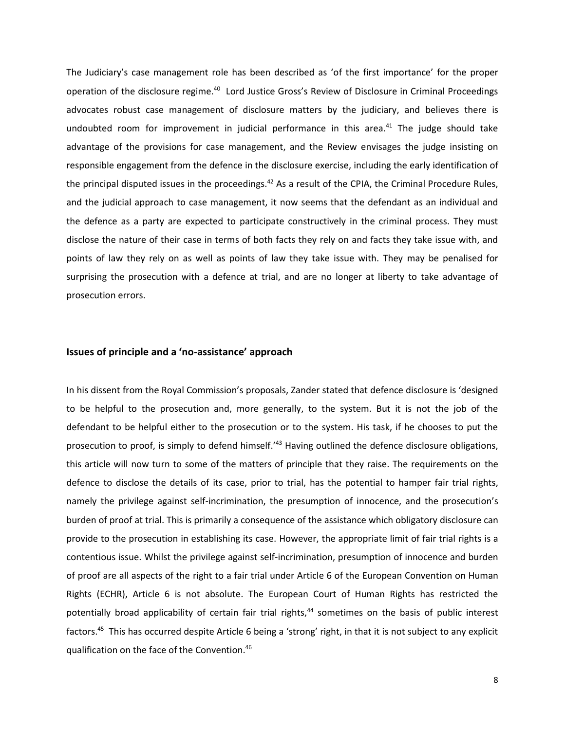The Judiciary's case management role has been described as 'of the first importance' for the proper operation of the disclosure regime.[40] Lord Justice Gross's Review of Disclosure in Criminal Proceedings advocates robust case management of disclosure matters by the judiciary, and believes there is undoubted room for improvement in judicial performance in this area.[41] The judge should take advantage of the provisions for case management, and the Review envisages the judge insisting on responsible engagement from the defence in the disclosure exercise, including the early identification of the principal disputed issues in the proceedings.[42] As a result of the CPIA, the Criminal Procedure Rules, and the judicial approach to case management, it now seems that the defendant as an individual and the defence as a party are expected to participate constructively in the criminal process. They must disclose the nature of their case in terms of both facts they rely on and facts they take issue with, and points of law they rely on as well as points of law they take issue with. They may be penalised for surprising the prosecution with a defence at trial, and are no longer at liberty to take advantage of prosecution errors.

## Issues of principle and a 'no-assistance' approach

In his dissent from the Royal Commission's proposals, Zander stated that defence disclosure is 'designed to be helpful to the prosecution and, more generally, to the system. But it is not the job of the defendant to be helpful either to the prosecution or to the system. His task, if he chooses to put the prosecution to proof, is simply to defend himself.'[43] Having outlined the defence disclosure obligations, this article will now turn to some of the matters of principle that they raise. The requirements on the defence to disclose the details of its case, prior to trial, has the potential to hamper fair trial rights, namely the privilege against self-incrimination, the presumption of innocence, and the prosecution's burden of proof at trial. This is primarily a consequence of the assistance which obligatory disclosure can provide to the prosecution in establishing its case. However, the appropriate limit of fair trial rights is a contentious issue. Whilst the privilege against self-incrimination, presumption of innocence and burden of proof are all aspects of the right to a fair trial under Article 6 of the European Convention on Human Rights (ECHR), Article 6 is not absolute. The European Court of Human Rights has restricted the potentially broad applicability of certain fair trial rights,[44] sometimes on the basis of public interest factors.[45] This has occurred despite Article 6 being a 'strong' right, in that it is not subject to any explicit qualification on the face of the Convention.[46]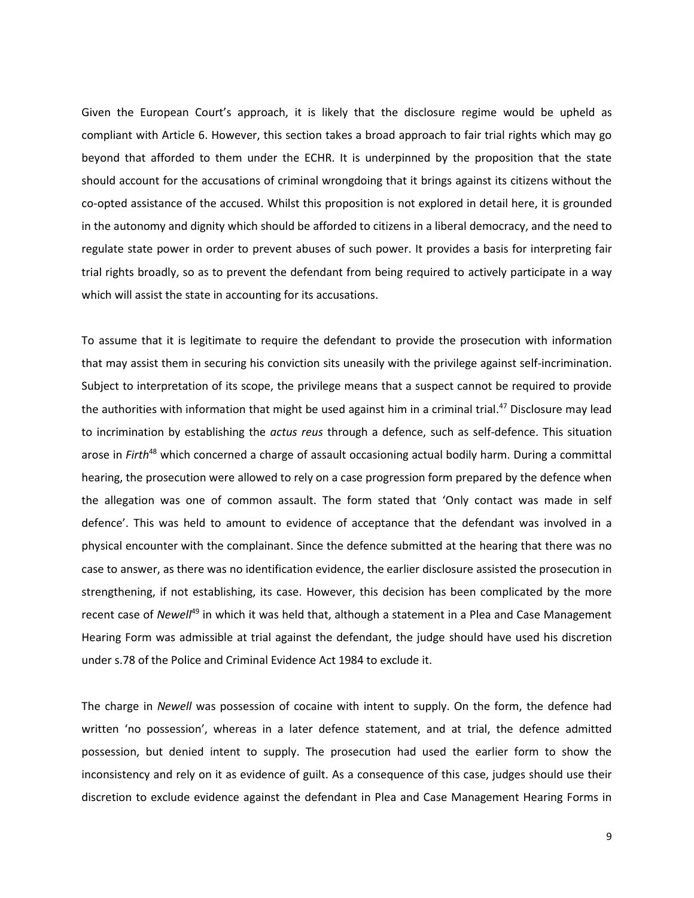Given the European Court's approach, it is likely that the disclosure regime would be upheld as compliant with Article 6. However, this section takes a broad approach to fair trial rights which may go beyond that afforded to them under the ECHR. It is underpinned by the proposition that the state should account for the accusations of criminal wrongdoing that it brings against its citizens without the co-opted assistance of the accused. Whilst this proposition is not explored in detail here, it is grounded in the autonomy and dignity which should be afforded to citizens in a liberal democracy, and the need to regulate state power in order to prevent abuses of such power. It provides a basis for interpreting fair trial rights broadly, so as to prevent the defendant from being required to actively participate in a way which will assist the state in accounting for its accusations.

To assume that it is legitimate to require the defendant to provide the prosecution with information that may assist them in securing his conviction sits uneasily with the privilege against self-incrimination. Subject to interpretation of its scope, the privilege means that a suspect cannot be required to provide the authorities with information that might be used against him in a criminal trial.[47] Disclosure may lead to incrimination by establishing the *actus reus* through a defence, such as self-defence. This situation arose in *Firth*[48] which concerned a charge of assault occasioning actual bodily harm. During a committal hearing, the prosecution were allowed to rely on a case progression form prepared by the defence when the allegation was one of common assault. The form stated that 'Only contact was made in self defence'. This was held to amount to evidence of acceptance that the defendant was involved in a physical encounter with the complainant. Since the defence submitted at the hearing that there was no case to answer, as there was no identification evidence, the earlier disclosure assisted the prosecution in strengthening, if not establishing, its case. However, this decision has been complicated by the more recent case of *Newell*[49] in which it was held that, although a statement in a Plea and Case Management Hearing Form was admissible at trial against the defendant, the judge should have used his discretion under s.78 of the Police and Criminal Evidence Act 1984 to exclude it.

The charge in *Newell* was possession of cocaine with intent to supply. On the form, the defence had written 'no possession', whereas in a later defence statement, and at trial, the defence admitted possession, but denied intent to supply. The prosecution had used the earlier form to show the inconsistency and rely on it as evidence of guilt. As a consequence of this case, judges should use their discretion to exclude evidence against the defendant in Plea and Case Management Hearing Forms in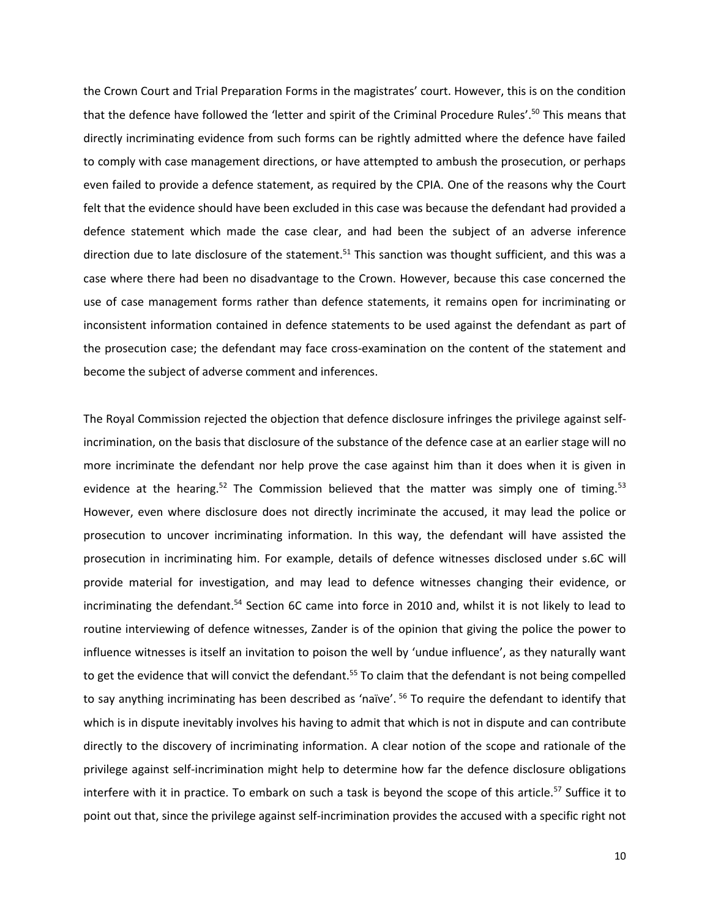the Crown Court and Trial Preparation Forms in the magistrates' court. However, this is on the condition that the defence have followed the 'letter and spirit of the Criminal Procedure Rules'.[50] This means that directly incriminating evidence from such forms can be rightly admitted where the defence have failed to comply with case management directions, or have attempted to ambush the prosecution, or perhaps even failed to provide a defence statement, as required by the CPIA. One of the reasons why the Court felt that the evidence should have been excluded in this case was because the defendant had provided a defence statement which made the case clear, and had been the subject of an adverse inference direction due to late disclosure of the statement.[51] This sanction was thought sufficient, and this was a case where there had been no disadvantage to the Crown. However, because this case concerned the use of case management forms rather than defence statements, it remains open for incriminating or inconsistent information contained in defence statements to be used against the defendant as part of the prosecution case; the defendant may face cross-examination on the content of the statement and become the subject of adverse comment and inferences.

The Royal Commission rejected the objection that defence disclosure infringes the privilege against self-incrimination, on the basis that disclosure of the substance of the defence case at an earlier stage will no more incriminate the defendant nor help prove the case against him than it does when it is given in evidence at the hearing.[52] The Commission believed that the matter was simply one of timing.[53] However, even where disclosure does not directly incriminate the accused, it may lead the police or prosecution to uncover incriminating information. In this way, the defendant will have assisted the prosecution in incriminating him. For example, details of defence witnesses disclosed under s.6C will provide material for investigation, and may lead to defence witnesses changing their evidence, or incriminating the defendant.[54] Section 6C came into force in 2010 and, whilst it is not likely to lead to routine interviewing of defence witnesses, Zander is of the opinion that giving the police the power to influence witnesses is itself an invitation to poison the well by 'undue influence', as they naturally want to get the evidence that will convict the defendant.[55] To claim that the defendant is not being compelled to say anything incriminating has been described as 'naïve'.[56] To require the defendant to identify that which is in dispute inevitably involves his having to admit that which is not in dispute and can contribute directly to the discovery of incriminating information. A clear notion of the scope and rationale of the privilege against self-incrimination might help to determine how far the defence disclosure obligations interfere with it in practice. To embark on such a task is beyond the scope of this article.[57] Suffice it to point out that, since the privilege against self-incrimination provides the accused with a specific right not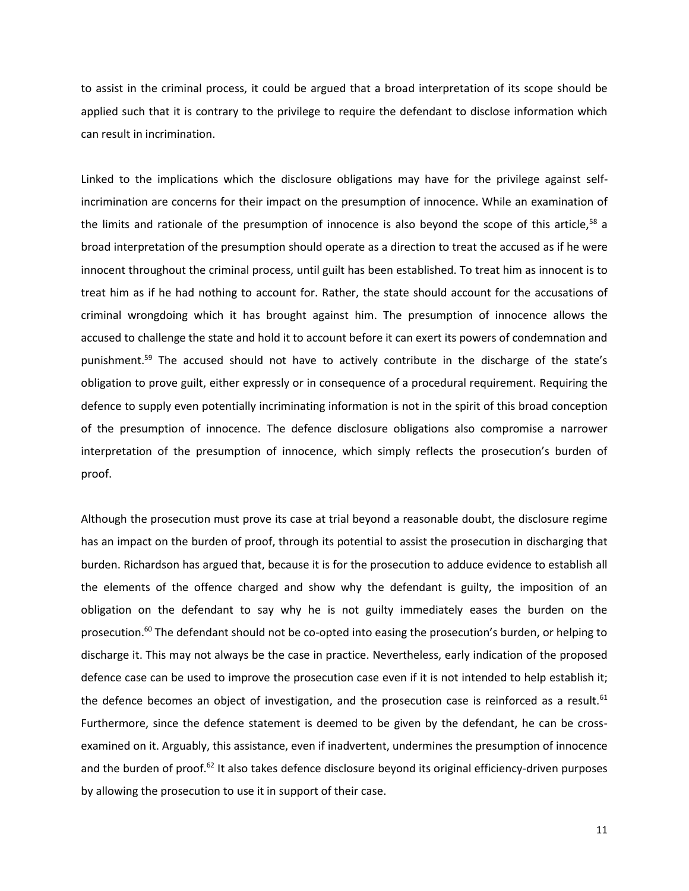to assist in the criminal process, it could be argued that a broad interpretation of its scope should be applied such that it is contrary to the privilege to require the defendant to disclose information which can result in incrimination.

Linked to the implications which the disclosure obligations may have for the privilege against self-incrimination are concerns for their impact on the presumption of innocence. While an examination of the limits and rationale of the presumption of innocence is also beyond the scope of this article,[58] a broad interpretation of the presumption should operate as a direction to treat the accused as if he were innocent throughout the criminal process, until guilt has been established. To treat him as innocent is to treat him as if he had nothing to account for. Rather, the state should account for the accusations of criminal wrongdoing which it has brought against him. The presumption of innocence allows the accused to challenge the state and hold it to account before it can exert its powers of condemnation and punishment.[59] The accused should not have to actively contribute in the discharge of the state's obligation to prove guilt, either expressly or in consequence of a procedural requirement. Requiring the defence to supply even potentially incriminating information is not in the spirit of this broad conception of the presumption of innocence. The defence disclosure obligations also compromise a narrower interpretation of the presumption of innocence, which simply reflects the prosecution's burden of proof.

Although the prosecution must prove its case at trial beyond a reasonable doubt, the disclosure regime has an impact on the burden of proof, through its potential to assist the prosecution in discharging that burden. Richardson has argued that, because it is for the prosecution to adduce evidence to establish all the elements of the offence charged and show why the defendant is guilty, the imposition of an obligation on the defendant to say why he is not guilty immediately eases the burden on the prosecution.[60] The defendant should not be co-opted into easing the prosecution's burden, or helping to discharge it. This may not always be the case in practice. Nevertheless, early indication of the proposed defence case can be used to improve the prosecution case even if it is not intended to help establish it; the defence becomes an object of investigation, and the prosecution case is reinforced as a result.[61] Furthermore, since the defence statement is deemed to be given by the defendant, he can be cross-examined on it. Arguably, this assistance, even if inadvertent, undermines the presumption of innocence and the burden of proof.[62] It also takes defence disclosure beyond its original efficiency-driven purposes by allowing the prosecution to use it in support of their case.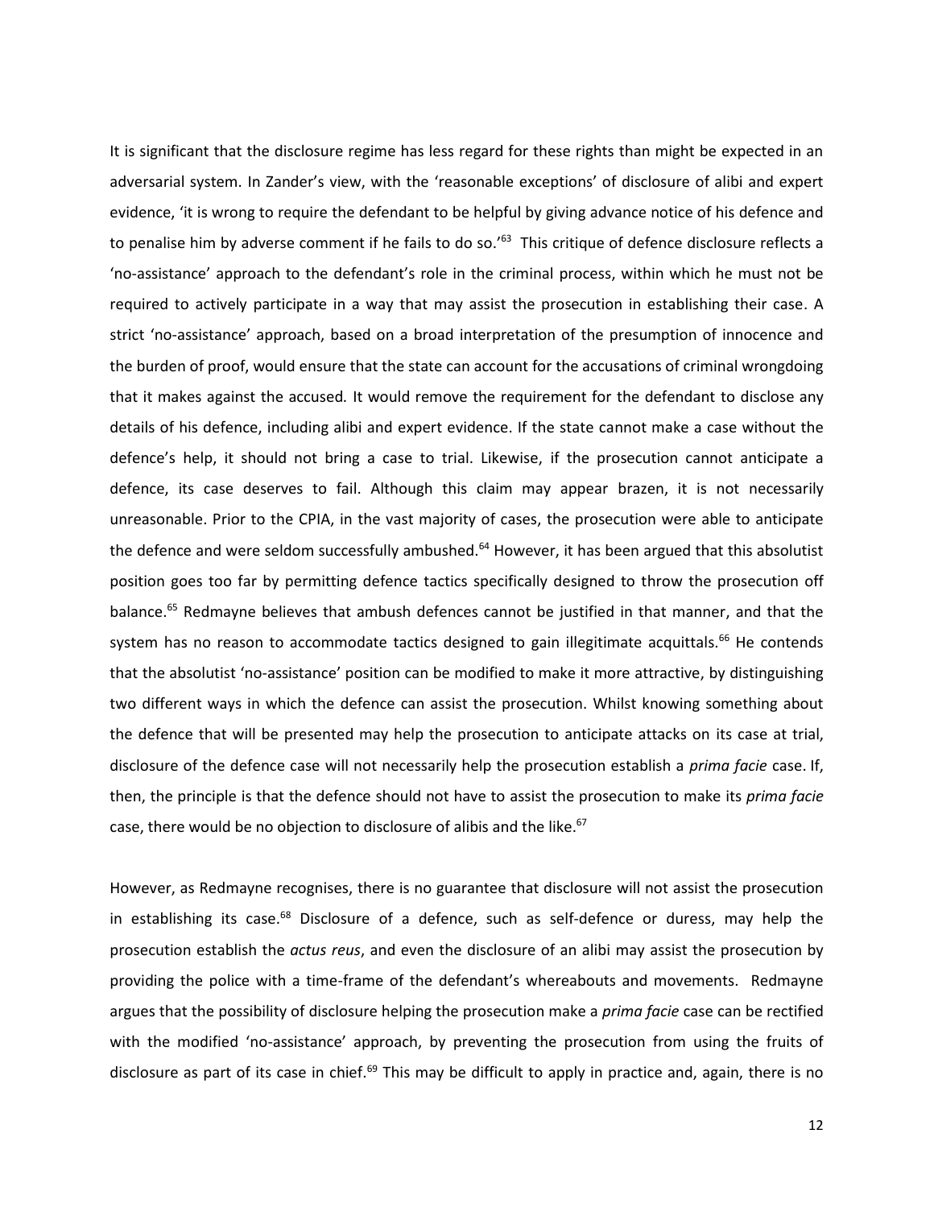It is significant that the disclosure regime has less regard for these rights than might be expected in an adversarial system. In Zander's view, with the 'reasonable exceptions' of disclosure of alibi and expert evidence, 'it is wrong to require the defendant to be helpful by giving advance notice of his defence and to penalise him by adverse comment if he fails to do so.'[63] This critique of defence disclosure reflects a 'no-assistance' approach to the defendant's role in the criminal process, within which he must not be required to actively participate in a way that may assist the prosecution in establishing their case. A strict 'no-assistance' approach, based on a broad interpretation of the presumption of innocence and the burden of proof, would ensure that the state can account for the accusations of criminal wrongdoing that it makes against the accused*.* It would remove the requirement for the defendant to disclose any details of his defence, including alibi and expert evidence. If the state cannot make a case without the defence's help, it should not bring a case to trial. Likewise, if the prosecution cannot anticipate a defence, its case deserves to fail. Although this claim may appear brazen, it is not necessarily unreasonable. Prior to the CPIA, in the vast majority of cases, the prosecution were able to anticipate the defence and were seldom successfully ambushed.[64] However, it has been argued that this absolutist position goes too far by permitting defence tactics specifically designed to throw the prosecution off balance.[65] Redmayne believes that ambush defences cannot be justified in that manner, and that the system has no reason to accommodate tactics designed to gain illegitimate acquittals.[66] He contends that the absolutist 'no-assistance' position can be modified to make it more attractive, by distinguishing two different ways in which the defence can assist the prosecution. Whilst knowing something about the defence that will be presented may help the prosecution to anticipate attacks on its case at trial, disclosure of the defence case will not necessarily help the prosecution establish a *prima facie* case. If, then, the principle is that the defence should not have to assist the prosecution to make its *prima facie* case, there would be no objection to disclosure of alibis and the like.[67]

However, as Redmayne recognises, there is no guarantee that disclosure will not assist the prosecution in establishing its case.[68] Disclosure of a defence, such as self-defence or duress, may help the prosecution establish the *actus reus*, and even the disclosure of an alibi may assist the prosecution by providing the police with a time-frame of the defendant's whereabouts and movements. Redmayne argues that the possibility of disclosure helping the prosecution make a *prima facie* case can be rectified with the modified 'no-assistance' approach, by preventing the prosecution from using the fruits of disclosure as part of its case in chief.[69] This may be difficult to apply in practice and, again, there is no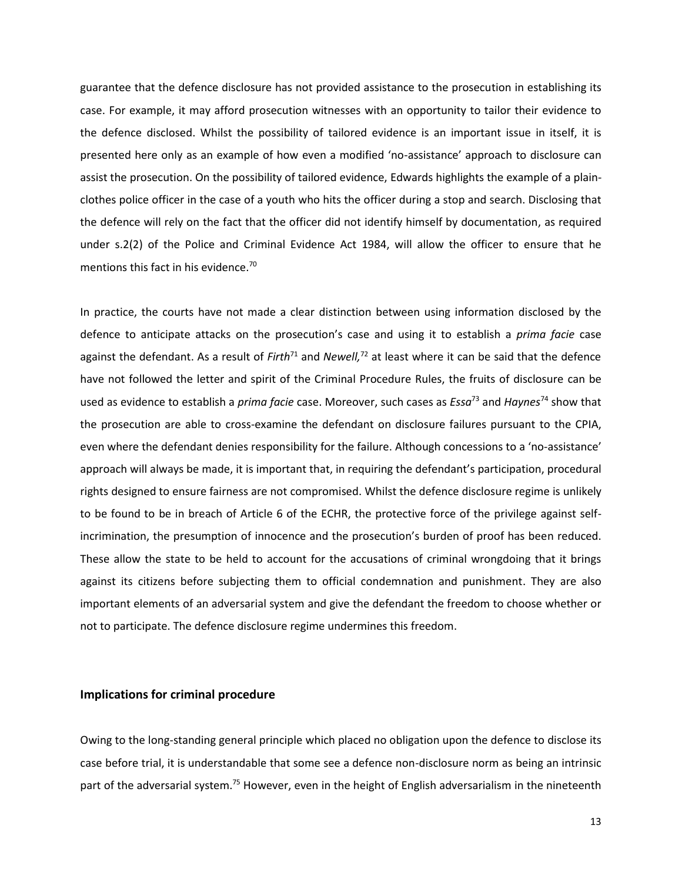guarantee that the defence disclosure has not provided assistance to the prosecution in establishing its case. For example, it may afford prosecution witnesses with an opportunity to tailor their evidence to the defence disclosed. Whilst the possibility of tailored evidence is an important issue in itself, it is presented here only as an example of how even a modified 'no-assistance' approach to disclosure can assist the prosecution. On the possibility of tailored evidence, Edwards highlights the example of a plain-clothes police officer in the case of a youth who hits the officer during a stop and search. Disclosing that the defence will rely on the fact that the officer did not identify himself by documentation, as required under s.2(2) of the Police and Criminal Evidence Act 1984, will allow the officer to ensure that he mentions this fact in his evidence.[70]

In practice, the courts have not made a clear distinction between using information disclosed by the defence to anticipate attacks on the prosecution's case and using it to establish a *prima facie* case against the defendant. As a result of *Firth*[71] and *Newell,*[72] at least where it can be said that the defence have not followed the letter and spirit of the Criminal Procedure Rules, the fruits of disclosure can be used as evidence to establish a *prima facie* case. Moreover, such cases as *Essa*[73] and *Haynes*[74] show that the prosecution are able to cross-examine the defendant on disclosure failures pursuant to the CPIA, even where the defendant denies responsibility for the failure. Although concessions to a 'no-assistance' approach will always be made, it is important that, in requiring the defendant's participation, procedural rights designed to ensure fairness are not compromised. Whilst the defence disclosure regime is unlikely to be found to be in breach of Article 6 of the ECHR, the protective force of the privilege against self-incrimination, the presumption of innocence and the prosecution's burden of proof has been reduced. These allow the state to be held to account for the accusations of criminal wrongdoing that it brings against its citizens before subjecting them to official condemnation and punishment. They are also important elements of an adversarial system and give the defendant the freedom to choose whether or not to participate. The defence disclosure regime undermines this freedom.

## Implications for criminal procedure

Owing to the long-standing general principle which placed no obligation upon the defence to disclose its case before trial, it is understandable that some see a defence non-disclosure norm as being an intrinsic part of the adversarial system.[75] However, even in the height of English adversarialism in the nineteenth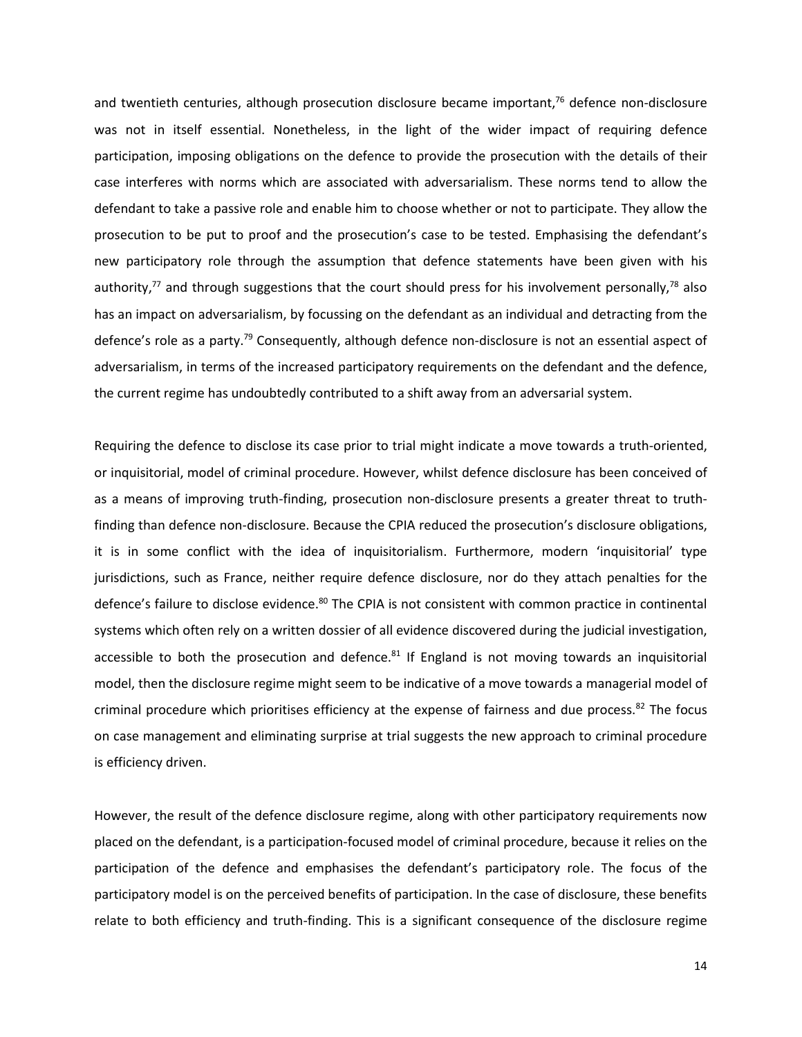and twentieth centuries, although prosecution disclosure became important,[76] defence non-disclosure was not in itself essential. Nonetheless, in the light of the wider impact of requiring defence participation, imposing obligations on the defence to provide the prosecution with the details of their case interferes with norms which are associated with adversarialism. These norms tend to allow the defendant to take a passive role and enable him to choose whether or not to participate. They allow the prosecution to be put to proof and the prosecution's case to be tested. Emphasising the defendant's new participatory role through the assumption that defence statements have been given with his authority,[77] and through suggestions that the court should press for his involvement personally,[78] also has an impact on adversarialism, by focussing on the defendant as an individual and detracting from the defence's role as a party.[79] Consequently, although defence non-disclosure is not an essential aspect of adversarialism, in terms of the increased participatory requirements on the defendant and the defence, the current regime has undoubtedly contributed to a shift away from an adversarial system.

Requiring the defence to disclose its case prior to trial might indicate a move towards a truth-oriented, or inquisitorial, model of criminal procedure. However, whilst defence disclosure has been conceived of as a means of improving truth-finding, prosecution non-disclosure presents a greater threat to truth-finding than defence non-disclosure. Because the CPIA reduced the prosecution's disclosure obligations, it is in some conflict with the idea of inquisitorialism. Furthermore, modern 'inquisitorial' type jurisdictions, such as France, neither require defence disclosure, nor do they attach penalties for the defence's failure to disclose evidence.[80] The CPIA is not consistent with common practice in continental systems which often rely on a written dossier of all evidence discovered during the judicial investigation, accessible to both the prosecution and defence.[81] If England is not moving towards an inquisitorial model, then the disclosure regime might seem to be indicative of a move towards a managerial model of criminal procedure which prioritises efficiency at the expense of fairness and due process.[82] The focus on case management and eliminating surprise at trial suggests the new approach to criminal procedure is efficiency driven.

However, the result of the defence disclosure regime, along with other participatory requirements now placed on the defendant, is a participation-focused model of criminal procedure, because it relies on the participation of the defence and emphasises the defendant's participatory role. The focus of the participatory model is on the perceived benefits of participation. In the case of disclosure, these benefits relate to both efficiency and truth-finding. This is a significant consequence of the disclosure regime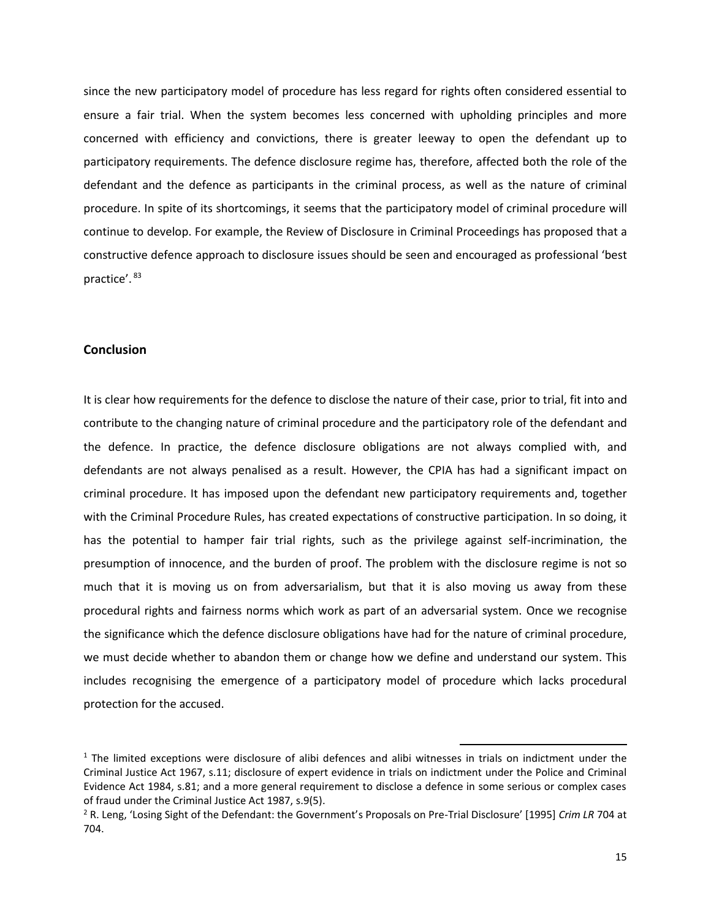since the new participatory model of procedure has less regard for rights often considered essential to ensure a fair trial. When the system becomes less concerned with upholding principles and more concerned with efficiency and convictions, there is greater leeway to open the defendant up to participatory requirements. The defence disclosure regime has, therefore, affected both the role of the defendant and the defence as participants in the criminal process, as well as the nature of criminal procedure. In spite of its shortcomings, it seems that the participatory model of criminal procedure will continue to develop. For example, the Review of Disclosure in Criminal Proceedings has proposed that a constructive defence approach to disclosure issues should be seen and encouraged as professional 'best practice'. [83]

## Conclusion

It is clear how requirements for the defence to disclose the nature of their case, prior to trial, fit into and contribute to the changing nature of criminal procedure and the participatory role of the defendant and the defence. In practice, the defence disclosure obligations are not always complied with, and defendants are not always penalised as a result. However, the CPIA has had a significant impact on criminal procedure. It has imposed upon the defendant new participatory requirements and, together with the Criminal Procedure Rules, has created expectations of constructive participation. In so doing, it has the potential to hamper fair trial rights, such as the privilege against self-incrimination, the presumption of innocence, and the burden of proof. The problem with the disclosure regime is not so much that it is moving us on from adversarialism, but that it is also moving us away from these procedural rights and fairness norms which work as part of an adversarial system. Once we recognise the significance which the defence disclosure obligations have had for the nature of criminal procedure, we must decide whether to abandon them or change how we define and understand our system. This includes recognising the emergence of a participatory model of procedure which lacks procedural protection for the accused.

---

[1] The limited exceptions were disclosure of alibi defences and alibi witnesses in trials on indictment under the Criminal Justice Act 1967, s.11; disclosure of expert evidence in trials on indictment under the Police and Criminal Evidence Act 1984, s.81; and a more general requirement to disclose a defence in some serious or complex cases of fraud under the Criminal Justice Act 1987, s.9(5).

[2] R. Leng, 'Losing Sight of the Defendant: the Government's Proposals on Pre-Trial Disclosure' [1995] *Crim LR* 704 at 704.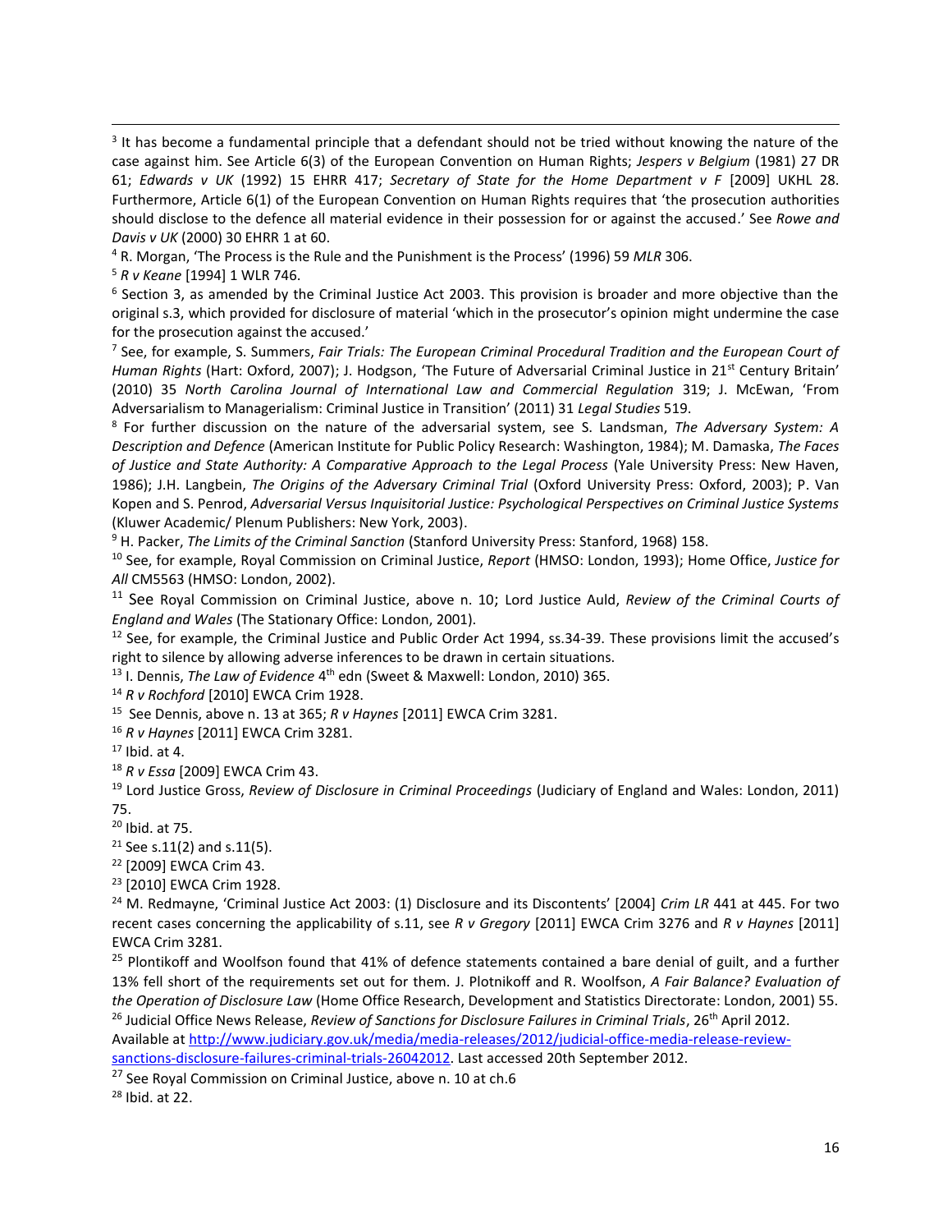[3] It has become a fundamental principle that a defendant should not be tried without knowing the nature of the case against him. See Article 6(3) of the European Convention on Human Rights; *Jespers v Belgium* (1981) 27 DR 61; *Edwards v UK* (1992) 15 EHRR 417; *Secretary of State for the Home Department v F* [2009] UKHL 28. Furthermore, Article 6(1) of the European Convention on Human Rights requires that 'the prosecution authorities should disclose to the defence all material evidence in their possession for or against the accused.' See *Rowe and Davis v UK* (2000) 30 EHRR 1 at 60.

[4] R. Morgan, 'The Process is the Rule and the Punishment is the Process' (1996) 59 *MLR* 306.

[5] *R v Keane* [1994] 1 WLR 746.

[6] Section 3, as amended by the Criminal Justice Act 2003. This provision is broader and more objective than the original s.3, which provided for disclosure of material 'which in the prosecutor's opinion might undermine the case for the prosecution against the accused.'

[7] See, for example, S. Summers, *Fair Trials: The European Criminal Procedural Tradition and the European Court of Human Rights* (Hart: Oxford, 2007); J. Hodgson, 'The Future of Adversarial Criminal Justice in 21st Century Britain' (2010) 35 *North Carolina Journal of International Law and Commercial Regulation* 319; J. McEwan, 'From Adversarialism to Managerialism: Criminal Justice in Transition' (2011) 31 *Legal Studies* 519.

[8] For further discussion on the nature of the adversarial system, see S. Landsman, *The Adversary System: A Description and Defence* (American Institute for Public Policy Research: Washington, 1984); M. Damaska, *The Faces of Justice and State Authority: A Comparative Approach to the Legal Process* (Yale University Press: New Haven, 1986); J.H. Langbein, *The Origins of the Adversary Criminal Trial* (Oxford University Press: Oxford, 2003); P. Van Kopen and S. Penrod, *Adversarial Versus Inquisitorial Justice: Psychological Perspectives on Criminal Justice Systems* (Kluwer Academic/ Plenum Publishers: New York, 2003).

[9] H. Packer, *The Limits of the Criminal Sanction* (Stanford University Press: Stanford, 1968) 158.

[10] See, for example, Royal Commission on Criminal Justice, *Report* (HMSO: London, 1993); Home Office, *Justice for All* CM5563 (HMSO: London, 2002).

[11] See Royal Commission on Criminal Justice, above n. 10; Lord Justice Auld, *Review of the Criminal Courts of England and Wales* (The Stationary Office: London, 2001).

[12] See, for example, the Criminal Justice and Public Order Act 1994, ss.34-39. These provisions limit the accused's right to silence by allowing adverse inferences to be drawn in certain situations.

[13] I. Dennis, *The Law of Evidence* 4th edn (Sweet & Maxwell: London, 2010) 365.

[14] *R v Rochford* [2010] EWCA Crim 1928.

[15] See Dennis, above n. 13 at 365; *R v Haynes* [2011] EWCA Crim 3281.

[16] *R v Haynes* [2011] EWCA Crim 3281.

[17] Ibid. at 4.

[18] *R v Essa* [2009] EWCA Crim 43.

[19] Lord Justice Gross, *Review of Disclosure in Criminal Proceedings* (Judiciary of England and Wales: London, 2011) 75.

[20] Ibid. at 75.

[21] See s.11(2) and s.11(5).

[22] [2009] EWCA Crim 43.

[23] [2010] EWCA Crim 1928.

[24] M. Redmayne, 'Criminal Justice Act 2003: (1) Disclosure and its Discontents' [2004] *Crim LR* 441 at 445. For two recent cases concerning the applicability of s.11, see *R v Gregory* [2011] EWCA Crim 3276 and *R v Haynes* [2011] EWCA Crim 3281.

[25] Plontikoff and Woolfson found that 41% of defence statements contained a bare denial of guilt, and a further 13% fell short of the requirements set out for them. J. Plotnikoff and R. Woolfson, *A Fair Balance? Evaluation of the Operation of Disclosure Law* (Home Office Research, Development and Statistics Directorate: London, 2001) 55.

[26] Judicial Office News Release, *Review of Sanctions for Disclosure Failures in Criminal Trials*, 26th April 2012. Available at http://www.judiciary.gov.uk/media/media-releases/2012/judicial-office-media-release-review-sanctions-disclosure-failures-criminal-trials-26042012. Last accessed 20th September 2012.

[27] See Royal Commission on Criminal Justice, above n. 10 at ch.6

[28] Ibid. at 22.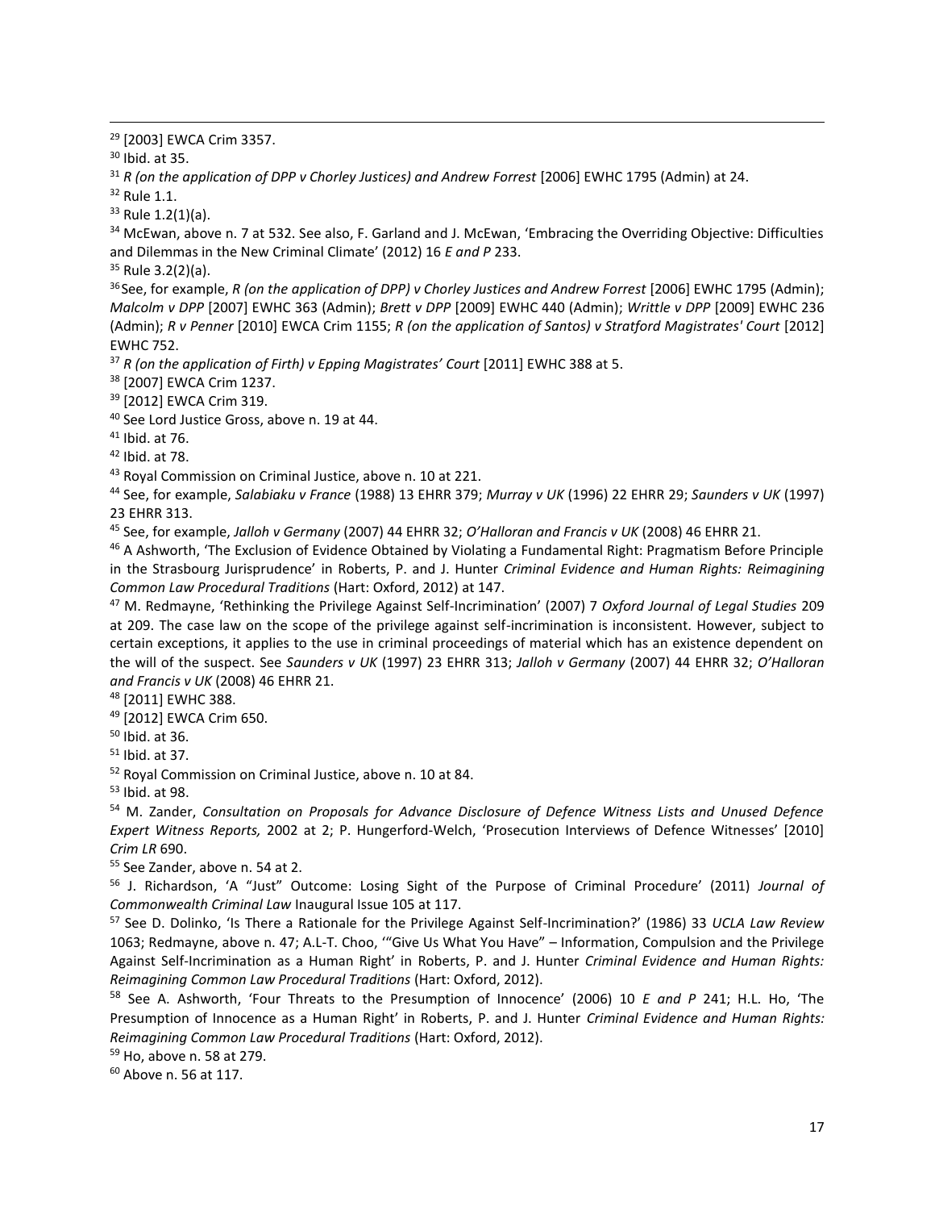[29] [2003] EWCA Crim 3357.

[30] Ibid. at 35.

[31] *R (on the application of DPP v Chorley Justices) and Andrew Forrest* [2006] EWHC 1795 (Admin) at 24.

[32] Rule 1.1.

[33] Rule 1.2(1)(a).

[34] McEwan, above n. 7 at 532. See also, F. Garland and J. McEwan, 'Embracing the Overriding Objective: Difficulties and Dilemmas in the New Criminal Climate' (2012) 16 *E and P* 233.

[35] Rule 3.2(2)(a).

[36] See, for example, *R (on the application of DPP) v Chorley Justices and Andrew Forrest* [2006] EWHC 1795 (Admin); *Malcolm v DPP* [2007] EWHC 363 (Admin); *Brett v DPP* [2009] EWHC 440 (Admin); *Writtle v DPP* [2009] EWHC 236 (Admin); *R v Penner* [2010] EWCA Crim 1155; *R (on the application of Santos) v Stratford Magistrates' Court* [2012] EWHC 752.

[37] *R (on the application of Firth) v Epping Magistrates' Court* [2011] EWHC 388 at 5.

[38] [2007] EWCA Crim 1237.

[39] [2012] EWCA Crim 319.

[40] See Lord Justice Gross, above n. 19 at 44.

[41] Ibid. at 76.

[42] Ibid. at 78.

[43] Royal Commission on Criminal Justice, above n. 10 at 221.

[44] See, for example, *Salabiaku v France* (1988) 13 EHRR 379; *Murray v UK* (1996) 22 EHRR 29; *Saunders v UK* (1997) 23 EHRR 313.

[45] See, for example, *Jalloh v Germany* (2007) 44 EHRR 32; *O'Halloran and Francis v UK* (2008) 46 EHRR 21.

[46] A Ashworth, 'The Exclusion of Evidence Obtained by Violating a Fundamental Right: Pragmatism Before Principle in the Strasbourg Jurisprudence' in Roberts, P. and J. Hunter *Criminal Evidence and Human Rights: Reimagining Common Law Procedural Traditions* (Hart: Oxford, 2012) at 147.

[47] M. Redmayne, 'Rethinking the Privilege Against Self-Incrimination' (2007) 7 *Oxford Journal of Legal Studies* 209 at 209. The case law on the scope of the privilege against self-incrimination is inconsistent. However, subject to certain exceptions, it applies to the use in criminal proceedings of material which has an existence dependent on the will of the suspect. See *Saunders v UK* (1997) 23 EHRR 313; *Jalloh v Germany* (2007) 44 EHRR 32; *O'Halloran and Francis v UK* (2008) 46 EHRR 21.

[48] [2011] EWHC 388.

[49] [2012] EWCA Crim 650.

[50] Ibid. at 36.

[51] Ibid. at 37.

[52] Royal Commission on Criminal Justice, above n. 10 at 84.

[53] Ibid. at 98.

[54] M. Zander, *Consultation on Proposals for Advance Disclosure of Defence Witness Lists and Unused Defence Expert Witness Reports,* 2002 at 2; P. Hungerford-Welch, 'Prosecution Interviews of Defence Witnesses' [2010] *Crim LR* 690.

[55] See Zander, above n. 54 at 2.

[56] J. Richardson, 'A "Just" Outcome: Losing Sight of the Purpose of Criminal Procedure' (2011) *Journal of Commonwealth Criminal Law* Inaugural Issue 105 at 117.

[57] See D. Dolinko, 'Is There a Rationale for the Privilege Against Self-Incrimination?' (1986) 33 *UCLA Law Review* 1063; Redmayne, above n. 47; A.L-T. Choo, '"Give Us What You Have" – Information, Compulsion and the Privilege Against Self-Incrimination as a Human Right' in Roberts, P. and J. Hunter *Criminal Evidence and Human Rights: Reimagining Common Law Procedural Traditions* (Hart: Oxford, 2012).

[58] See A. Ashworth, 'Four Threats to the Presumption of Innocence' (2006) 10 *E and P* 241; H.L. Ho, 'The Presumption of Innocence as a Human Right' in Roberts, P. and J. Hunter *Criminal Evidence and Human Rights: Reimagining Common Law Procedural Traditions* (Hart: Oxford, 2012).

[59] Ho, above n. 58 at 279.

[60] Above n. 56 at 117.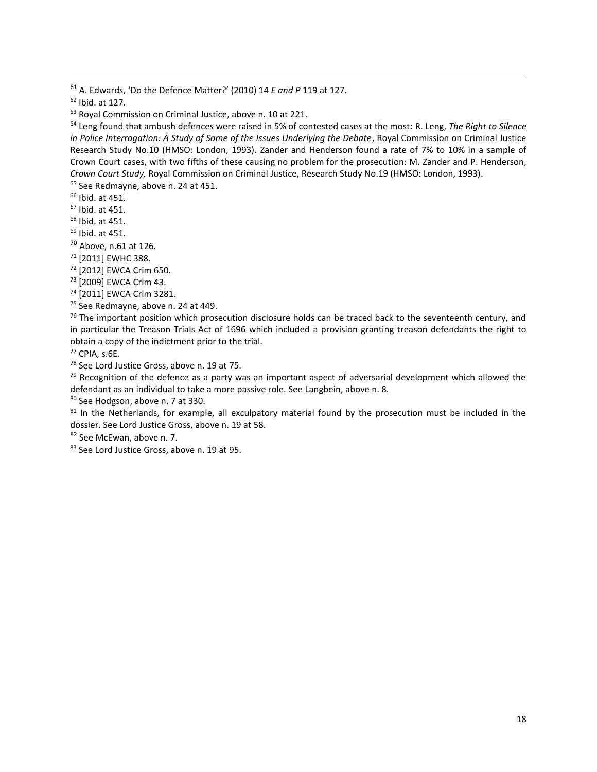[61] A. Edwards, 'Do the Defence Matter?' (2010) 14 *E and P* 119 at 127.

[62] Ibid. at 127.

[63] Royal Commission on Criminal Justice, above n. 10 at 221.

[64] Leng found that ambush defences were raised in 5% of contested cases at the most: R. Leng, *The Right to Silence in Police Interrogation: A Study of Some of the Issues Underlying the Debate*, Royal Commission on Criminal Justice Research Study No.10 (HMSO: London, 1993). Zander and Henderson found a rate of 7% to 10% in a sample of Crown Court cases, with two fifths of these causing no problem for the prosecution: M. Zander and P. Henderson, *Crown Court Study,* Royal Commission on Criminal Justice, Research Study No.19 (HMSO: London, 1993).

[65] See Redmayne, above n. 24 at 451.

[66] Ibid. at 451.

[67] Ibid. at 451.

[68] Ibid. at 451.

[69] Ibid. at 451.

[70] Above, n.61 at 126.

[71] [2011] EWHC 388.

[72] [2012] EWCA Crim 650.

[73] [2009] EWCA Crim 43.

[74] [2011] EWCA Crim 3281.

[75] See Redmayne, above n. 24 at 449.

[76] The important position which prosecution disclosure holds can be traced back to the seventeenth century, and in particular the Treason Trials Act of 1696 which included a provision granting treason defendants the right to obtain a copy of the indictment prior to the trial.

[77] CPIA, s.6E.

[78] See Lord Justice Gross, above n. 19 at 75.

[79] Recognition of the defence as a party was an important aspect of adversarial development which allowed the defendant as an individual to take a more passive role. See Langbein, above n. 8.

[80] See Hodgson, above n. 7 at 330.

[81] In the Netherlands, for example, all exculpatory material found by the prosecution must be included in the dossier. See Lord Justice Gross, above n. 19 at 58.

[82] See McEwan, above n. 7.

[83] See Lord Justice Gross, above n. 19 at 95.